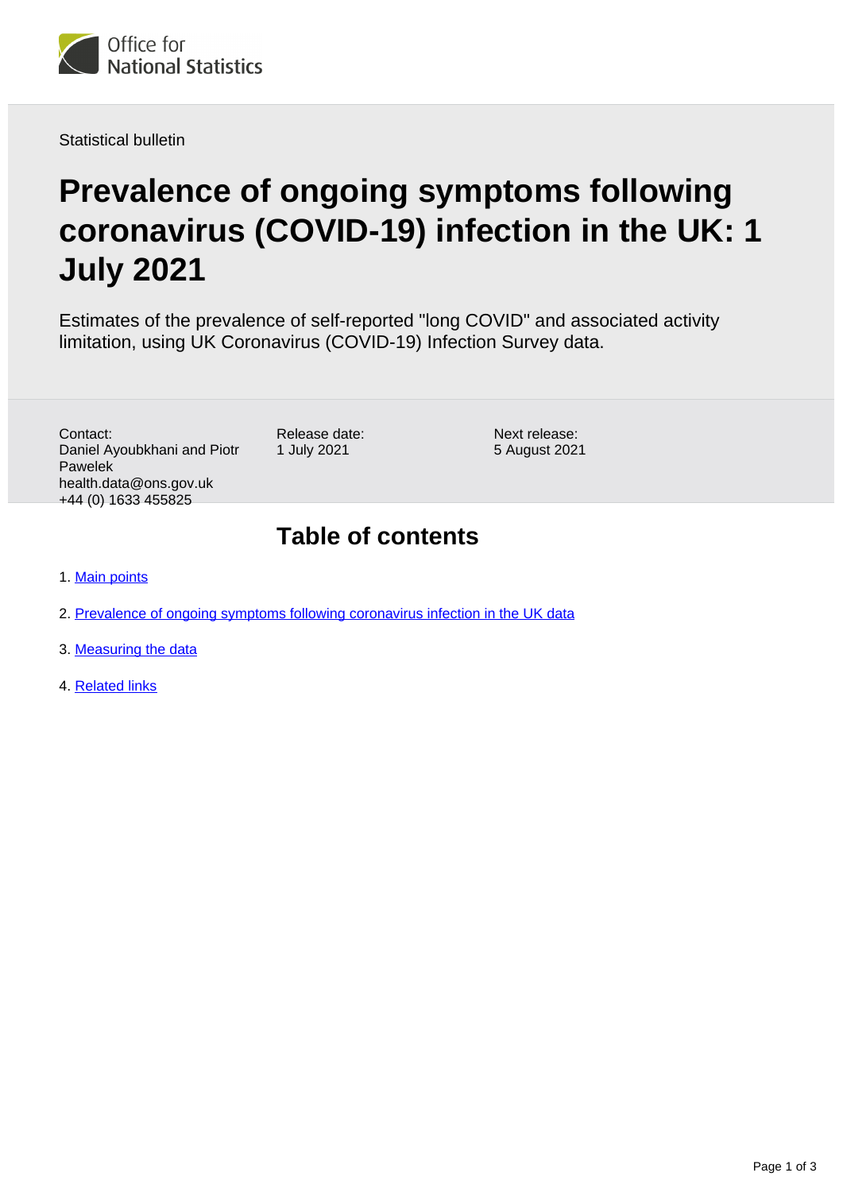Office for National Statistics

Statistical bulletin

# Prevalence of ongoing symptoms following coronavirus (COVID-19) infection in the UK: 1 July 2021

Estimates of the prevalence of self-reported "long COVID" and associated activity limitation, using UK Coronavirus (COVID-19) Infection Survey data.

Contact:
Daniel Ayoubkhani and Piotr Pawelek
health.data@ons.gov.uk
+44 (0) 1633 455825

Release date:
1 July 2021

Next release:
5 August 2021

## Table of contents

1. Main points
2. Prevalence of ongoing symptoms following coronavirus infection in the UK data
3. Measuring the data
4. Related links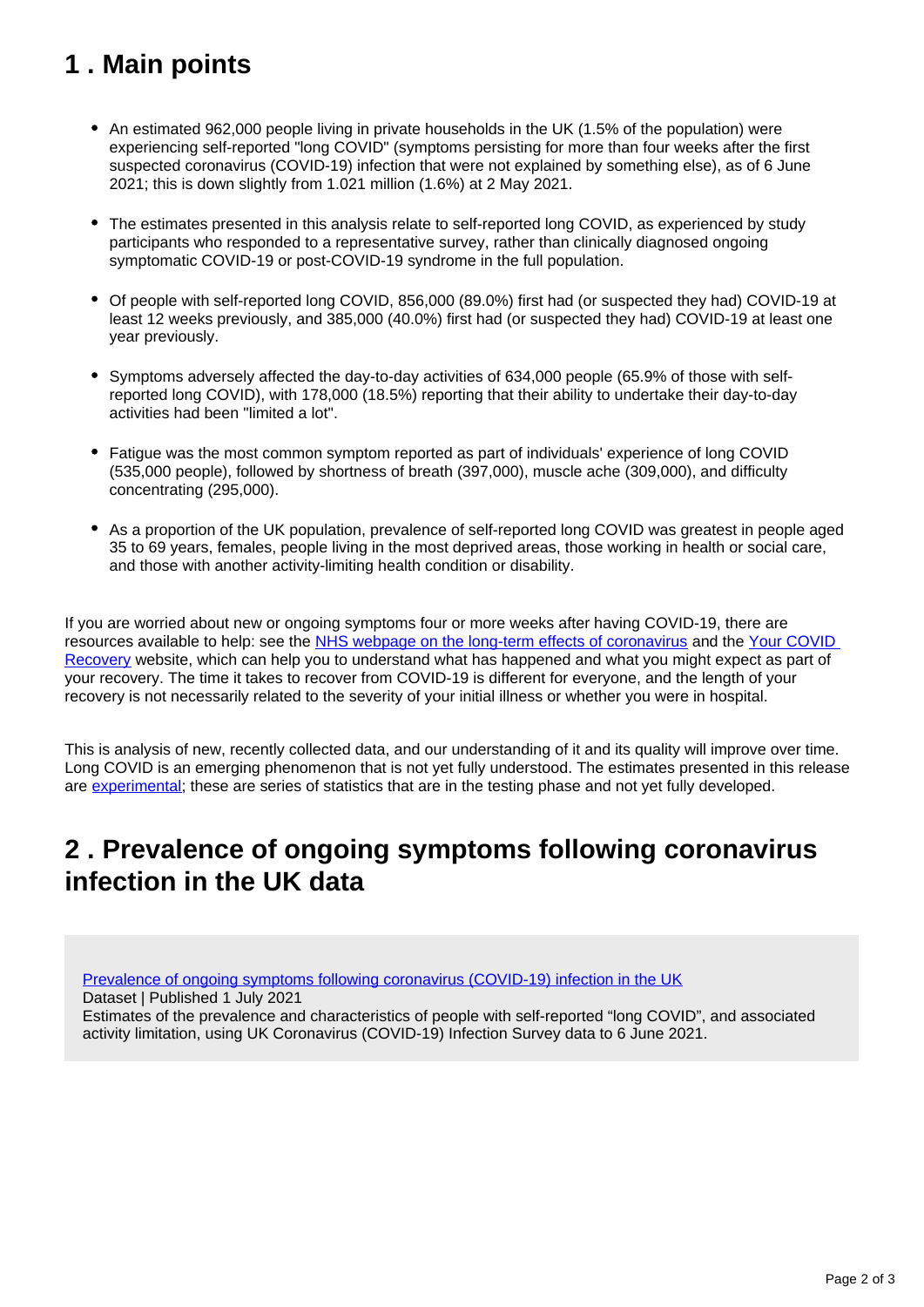## 1 . Main points

- An estimated 962,000 people living in private households in the UK (1.5% of the population) were experiencing self-reported "long COVID" (symptoms persisting for more than four weeks after the first suspected coronavirus (COVID-19) infection that were not explained by something else), as of 6 June 2021; this is down slightly from 1.021 million (1.6%) at 2 May 2021.
- The estimates presented in this analysis relate to self-reported long COVID, as experienced by study participants who responded to a representative survey, rather than clinically diagnosed ongoing symptomatic COVID-19 or post-COVID-19 syndrome in the full population.
- Of people with self-reported long COVID, 856,000 (89.0%) first had (or suspected they had) COVID-19 at least 12 weeks previously, and 385,000 (40.0%) first had (or suspected they had) COVID-19 at least one year previously.
- Symptoms adversely affected the day-to-day activities of 634,000 people (65.9% of those with self-reported long COVID), with 178,000 (18.5%) reporting that their ability to undertake their day-to-day activities had been "limited a lot".
- Fatigue was the most common symptom reported as part of individuals' experience of long COVID (535,000 people), followed by shortness of breath (397,000), muscle ache (309,000), and difficulty concentrating (295,000).
- As a proportion of the UK population, prevalence of self-reported long COVID was greatest in people aged 35 to 69 years, females, people living in the most deprived areas, those working in health or social care, and those with another activity-limiting health condition or disability.

If you are worried about new or ongoing symptoms four or more weeks after having COVID-19, there are resources available to help: see the [NHS webpage on the long-term effects of coronavirus]() and the [Your COVID Recovery]() website, which can help you to understand what has happened and what you might expect as part of your recovery. The time it takes to recover from COVID-19 is different for everyone, and the length of your recovery is not necessarily related to the severity of your initial illness or whether you were in hospital.

This is analysis of new, recently collected data, and our understanding of it and its quality will improve over time. Long COVID is an emerging phenomenon that is not yet fully understood. The estimates presented in this release are [experimental](); these are series of statistics that are in the testing phase and not yet fully developed.

## 2 . Prevalence of ongoing symptoms following coronavirus infection in the UK data

[Prevalence of ongoing symptoms following coronavirus (COVID-19) infection in the UK]()
Dataset | Published 1 July 2021
Estimates of the prevalence and characteristics of people with self-reported "long COVID", and associated activity limitation, using UK Coronavirus (COVID-19) Infection Survey data to 6 June 2021.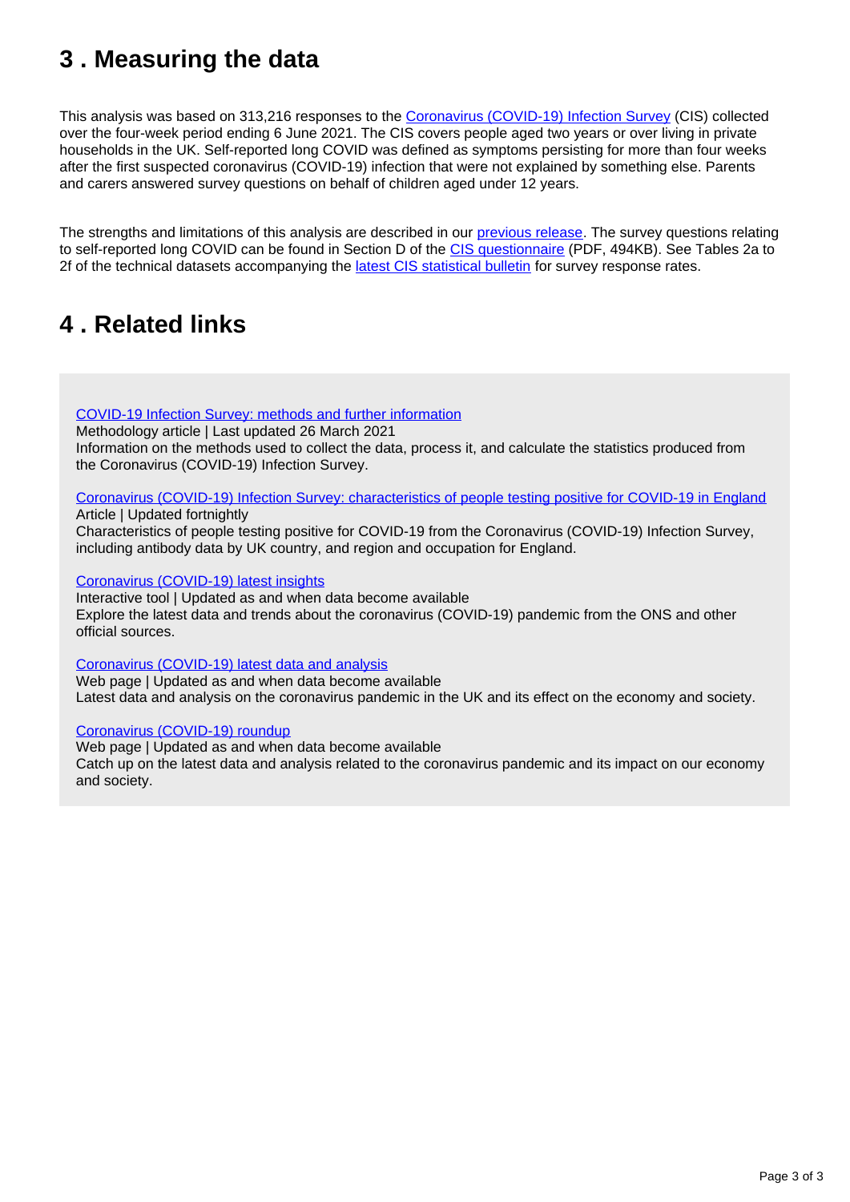## 3 . Measuring the data

This analysis was based on 313,216 responses to the Coronavirus (COVID-19) Infection Survey (CIS) collected over the four-week period ending 6 June 2021. The CIS covers people aged two years or over living in private households in the UK. Self-reported long COVID was defined as symptoms persisting for more than four weeks after the first suspected coronavirus (COVID-19) infection that were not explained by something else. Parents and carers answered survey questions on behalf of children aged under 12 years.

The strengths and limitations of this analysis are described in our previous release. The survey questions relating to self-reported long COVID can be found in Section D of the CIS questionnaire (PDF, 494KB). See Tables 2a to 2f of the technical datasets accompanying the latest CIS statistical bulletin for survey response rates.

## 4 . Related links

COVID-19 Infection Survey: methods and further information
Methodology article | Last updated 26 March 2021
Information on the methods used to collect the data, process it, and calculate the statistics produced from the Coronavirus (COVID-19) Infection Survey.

Coronavirus (COVID-19) Infection Survey: characteristics of people testing positive for COVID-19 in England
Article | Updated fortnightly
Characteristics of people testing positive for COVID-19 from the Coronavirus (COVID-19) Infection Survey, including antibody data by UK country, and region and occupation for England.

Coronavirus (COVID-19) latest insights
Interactive tool | Updated as and when data become available
Explore the latest data and trends about the coronavirus (COVID-19) pandemic from the ONS and other official sources.

Coronavirus (COVID-19) latest data and analysis
Web page | Updated as and when data become available
Latest data and analysis on the coronavirus pandemic in the UK and its effect on the economy and society.

Coronavirus (COVID-19) roundup
Web page | Updated as and when data become available
Catch up on the latest data and analysis related to the coronavirus pandemic and its impact on our economy and society.